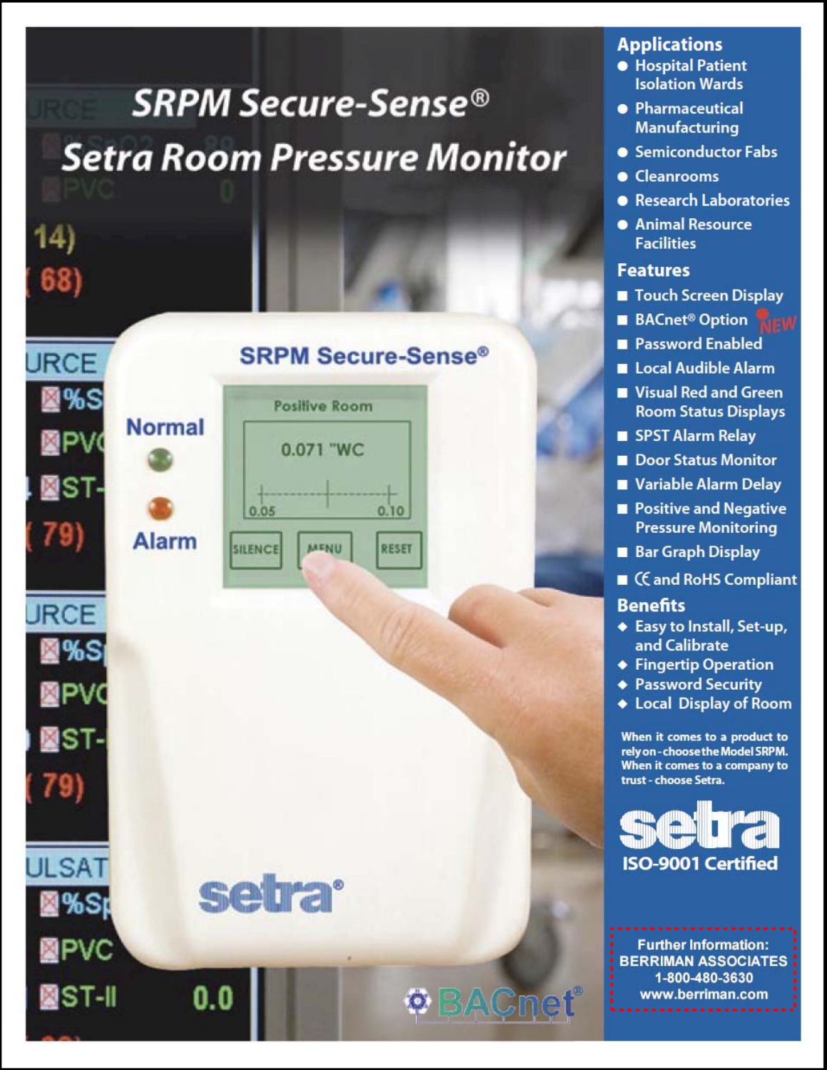# SRPM Secure-Sense®

# Setra Room Pressure Monitor

## Applications

- Hospital Patient Isolation Wards
- Pharmaceutical Manufacturing
- Semiconductor Fabs
- Cleanrooms
- Research Laboratories
- Animal Resource Facilities

## Features

- Touch Screen Display
- BACnet® Option NEW
- Password Enabled
- Local Audible Alarm
- Visual Red and Green Room Status Displays
- SPST Alarm Relay
- Door Status Monitor
- Variable Alarm Delay
- Positive and Negative Pressure Monitoring
- Bar Graph Display
- CE and RoHS Compliant

## Benefits

- Easy to Install, Set-up, and Calibrate
- Fingertip Operation
- Password Security
- Local Display of Room

**When it comes to a product to rely on - choose the Model SRPM. When it comes to a company to trust - choose Setra.**

**setra**

**ISO-9001 Certified**

**Further Information:**
**BERRIMAN ASSOCIATES**
**1-800-480-3630**
**www.berriman.com**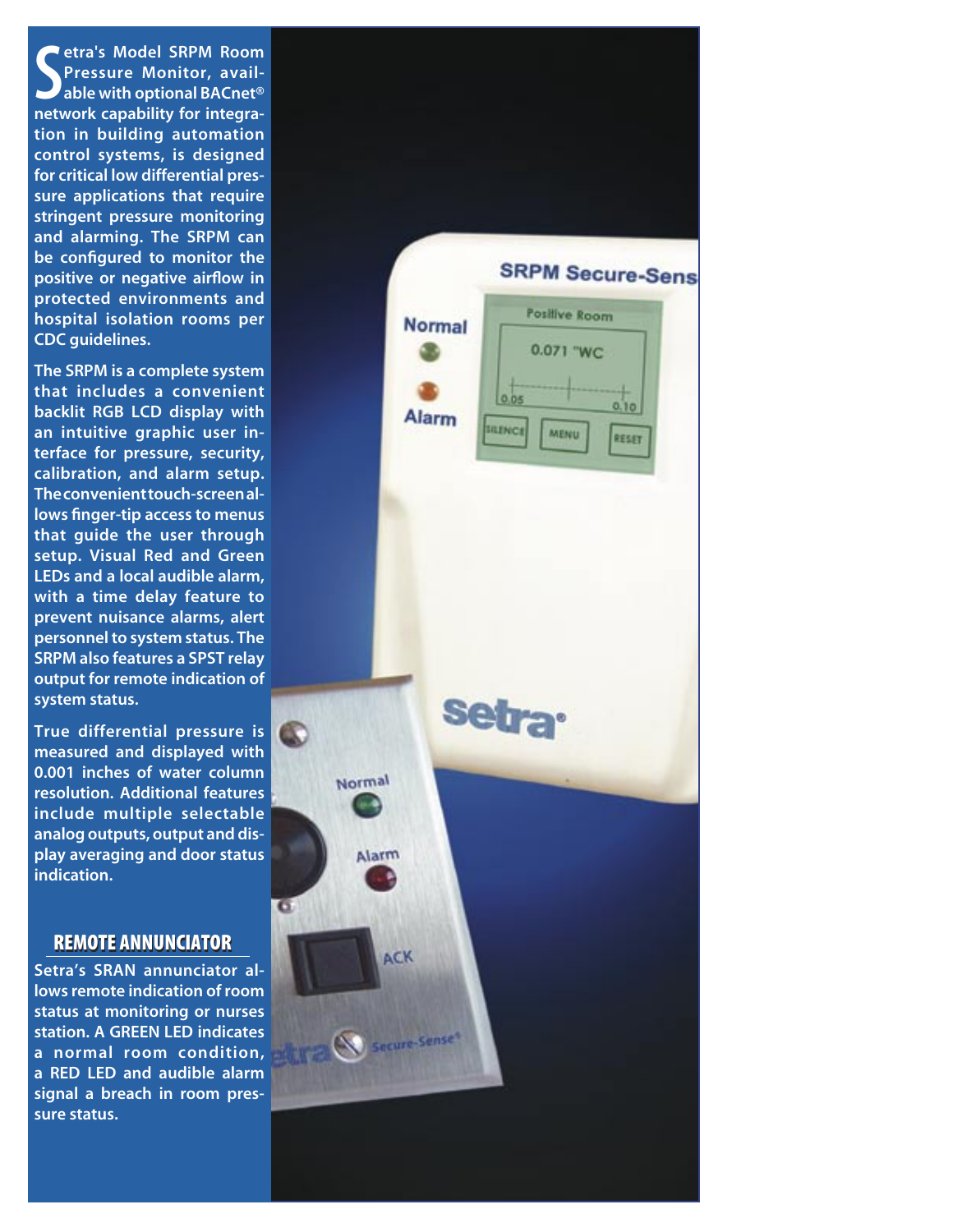Setra's Model SRPM Room Pressure Monitor, available with optional BACnet® network capability for integration in building automation control systems, is designed for critical low differential pressure applications that require stringent pressure monitoring and alarming. The SRPM can be configured to monitor the positive or negative airflow in protected environments and hospital isolation rooms per CDC guidelines.

The SRPM is a complete system that includes a convenient backlit RGB LCD display with an intuitive graphic user interface for pressure, security, calibration, and alarm setup. The convenient touch-screen allows finger-tip access to menus that guide the user through setup. Visual Red and Green LEDs and a local audible alarm, with a time delay feature to prevent nuisance alarms, alert personnel to system status. The SRPM also features a SPST relay output for remote indication of system status.

True differential pressure is measured and displayed with 0.001 inches of water column resolution. Additional features include multiple selectable analog outputs, output and display averaging and door status indication.

## REMOTE ANNUNCIATOR

Setra's SRAN annunciator allows remote indication of room status at monitoring or nurses station. A GREEN LED indicates a normal room condition, a RED LED and audible alarm signal a breach in room pressure status.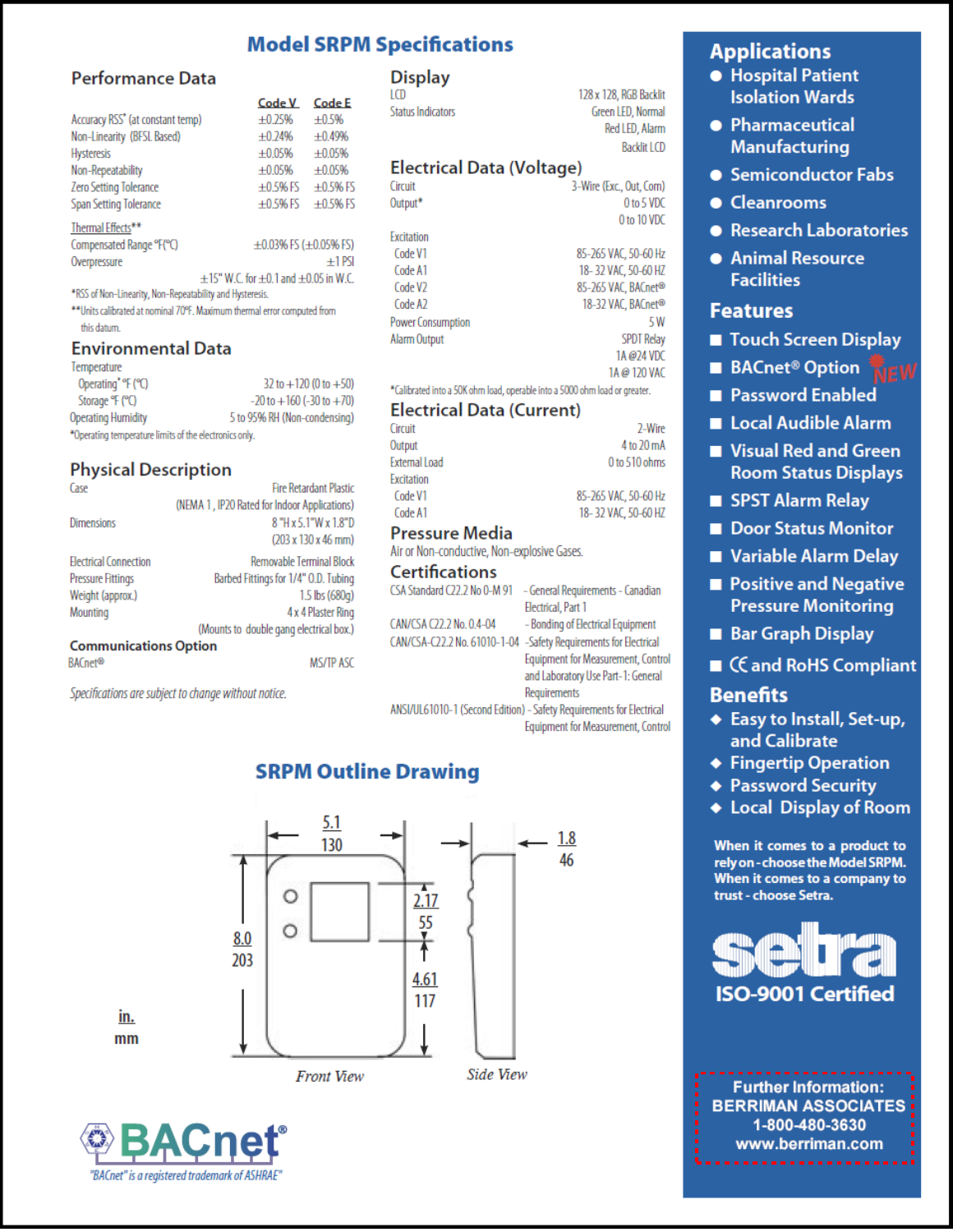# Model SRPM Specifications

## Performance Data

| | Code V | Code E |
|---|---|---|
| Accuracy RSS* (at constant temp) | ±0.25% | ±0.5% |
| Non-Linearity (BFSL Based) | ±0.24% | ±0.49% |
| Hysteresis | ±0.05% | ±0.05% |
| Non-Repeatability | ±0.05% | ±0.05% |
| Zero Setting Tolerance | ±0.5% FS | ±0.5% FS |
| Span Setting Tolerance | ±0.5% FS | ±0.5% FS |

Thermal Effects**

| | |
|---|---|
| Compensated Range °F(°C) | ±0.03% FS (±0.05% FS) |
| Overpressure | ±1 PSI |

±15" W.C. for ±0.1 and ±0.05 in W.C.

*RSS of Non-Linearity, Non-Repeatability and Hysteresis.

**Units calibrated at nominal 70°F. Maximum thermal error computed from this datum.

## Environmental Data

Temperature

| | |
|---|---|
| Operating* °F (°C) | 32 to +120 (0 to +50) |
| Storage °F (°C) | -20 to +160 (-30 to +70) |
| Operating Humidity | 5 to 95% RH (Non-condensing) |

*Operating temperature limits of the electronics only.

## Physical Description

| | |
|---|---|
| Case | Fire Retardant Plastic (NEMA 1, IP20 Rated for Indoor Applications) |
| Dimensions | 8"H x 5.1"W x 1.8"D (203 x 130 x 46 mm) |
| Electrical Connection | Removable Terminal Block |
| Pressure Fittings | Barbed Fittings for 1/4" O.D. Tubing |
| Weight (approx.) | 1.5 lbs (680g) |
| Mounting | 4 x 4 Plaster Ring (Mounts to double gang electrical box.) |

### Communications Option

| | |
|---|---|
| BACnet® | MS/TP ASC |

*Specifications are subject to change without notice.*

## Display

| | |
|---|---|
| LCD | 128 x 128, RGB Backlit |
| Status Indicators | Green LED, Normal<br>Red LED, Alarm<br>Backlit LCD |

## Electrical Data (Voltage)

| | |
|---|---|
| Circuit | 3-Wire (Exc., Out, Com) |
| Output* | 0 to 5 VDC<br>0 to 10 VDC |
| Excitation | |
| Code V1 | 85-265 VAC, 50-60 Hz |
| Code A1 | 18- 32 VAC, 50-60 HZ |
| Code V2 | 85-265 VAC, BACnet® |
| Code A2 | 18-32 VAC, BACnet® |
| Power Consumption | 5 W |
| Alarm Output | SPDT Relay<br>1A @24 VDC<br>1A @ 120 VAC |

*Calibrated into a 50K ohm load, operable into a 5000 ohm load or greater.

## Electrical Data (Current)

| | |
|---|---|
| Circuit | 2-Wire |
| Output | 4 to 20 mA |
| External Load | 0 to 510 ohms |
| Excitation | |
| Code V1 | 85-265 VAC, 50-60 Hz |
| Code A1 | 18- 32 VAC, 50-60 HZ |

## Pressure Media

Air or Non-conductive, Non-explosive Gases.

## Certifications

CSA Standard C22.2 No 0-M 91 - General Requirements - Canadian Electrical, Part 1

CAN/CSA C22.2 No. 0.4-04 - Bonding of Electrical Equipment

CAN/CSA-C22.2 No. 61010-1-04 -Safety Requirements for Electrical Equipment for Measurement, Control and Laboratory Use Part-1: General Requirements

ANSI/UL61010-1 (Second Edition) - Safety Requirements for Electrical Equipment for Measurement, Control

## SRPM Outline Drawing

in.
mm

5.1 / 130; 8.0 / 203; 2.17 / 55; 4.61 / 117; 1.8 / 46

Front View

Side View

"BACnet" is a registered trademark of ASHRAE"

## Applications

- Hospital Patient Isolation Wards
- Pharmaceutical Manufacturing
- Semiconductor Fabs
- Cleanrooms
- Research Laboratories
- Animal Resource Facilities

## Features

- Touch Screen Display
- BACnet® Option NEW
- Password Enabled
- Local Audible Alarm
- Visual Red and Green Room Status Displays
- SPST Alarm Relay
- Door Status Monitor
- Variable Alarm Delay
- Positive and Negative Pressure Monitoring
- Bar Graph Display
- CE and RoHS Compliant

## Benefits

- Easy to Install, Set-up, and Calibrate
- Fingertip Operation
- Password Security
- Local Display of Room

**When it comes to a product to rely on - choose the Model SRPM. When it comes to a company to trust - choose Setra.**

setra

**ISO-9001 Certified**

**Further Information:**
**BERRIMAN ASSOCIATES**
**1-800-480-3630**
**www.berriman.com**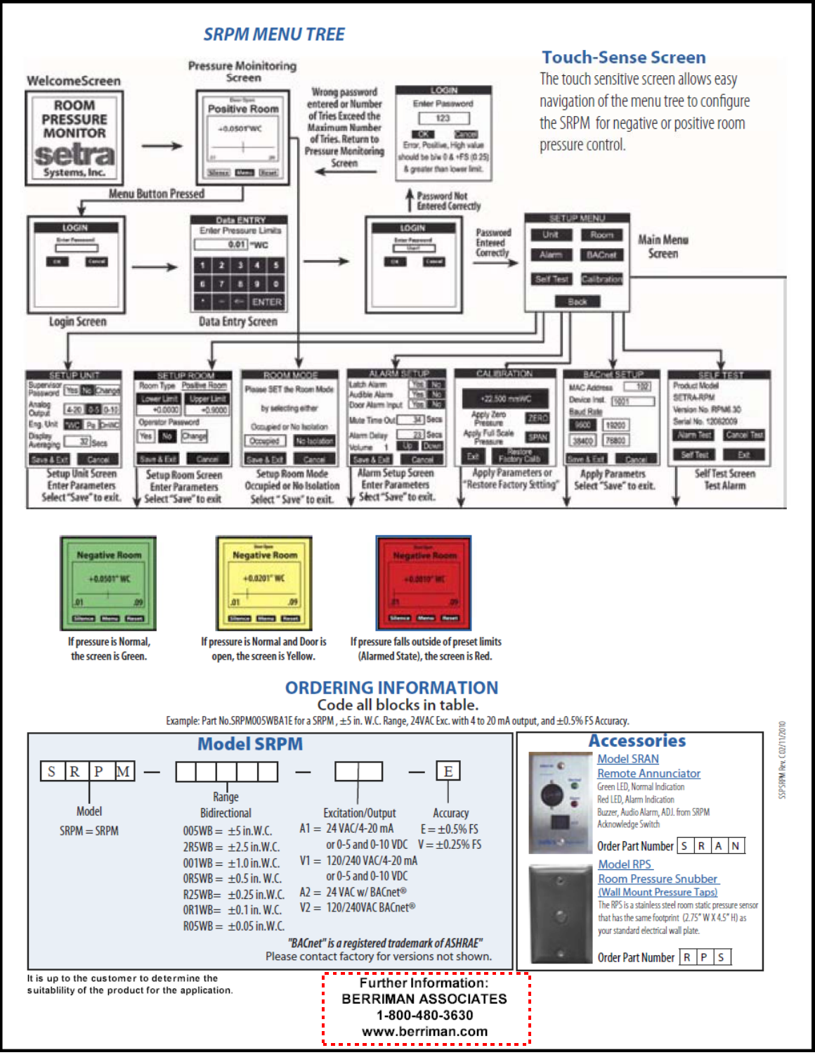## SRPM MENU TREE

### Touch-Sense Screen

The touch sensitive screen allows easy navigation of the menu tree to configure the SRPM for negative or positive room pressure control.

WelcomeScreen

ROOM PRESSURE MONITOR setra Systems, Inc.

Pressure Moinitoring Screen

Positive Room

+0.0501"WC

Menu Button Pressed

Wrong password entered or Number of Tries Exceed the Maximum Number of Tries. Return to Pressure Monitoring Screen

LOGIN Enter Password 123 OK Cancel Error, Positive, High value should be b/w 0 & +FS (0.25) & greater than lower limit.

Password Not Entered Correctly

Password Entered Correctly

SETUP MENU: Unit, Room, Alarm, BACnet, Self Test, Calibration, Back

Main Menu Screen

Login Screen

Data Entry Screen

Data ENTRY Enter Pressure Limits 0.01 "WC

SETUP UNIT — Setup Unit Screen Enter Parameters Select "Save" to exit.

SETUP ROOM — Setup Room Screen Enter Parameters Select "Save" to exit

ROOM MODE — Please SET the Room Mode by selecting either Occupied or No Isolation — Setup Room Mode Occupied or No Isolation Select " Save" to exit.

ALARM SETUP — Alarm Setup Screen Enter Parameters Select "Save" to exit.

CALIBRATION — Apply Parameters or "Restore Factory Setting"

BACnet SETUP — Apply Parametrs Select "Save" to exit.

SELF TEST — Self Test Screen Test Alarm

If pressure is Normal, the screen is Green.

If pressure is Normal and Door is open, the screen is Yellow.

If pressure falls outside of preset limits (Alarmed State), the screen is Red.

## ORDERING INFORMATION

**Code all blocks in table.**

Example: Part No.SRPM005WBA1E for a SRPM , ±5 in. W.C. Range, 24VAC Exc. with 4 to 20 mA output, and ±0.5% FS Accuracy.

### Model SRPM

S R P M — Range — Excitation/Output — E

**Model**

SRPM = SRPM

**Range Bidirectional**

005WB = ±5 in.W.C.
2R5WB = ±2.5 in.W.C.
001WB = ±1.0 in.W.C.
0R5WB = ±0.5 in. W.C.
R25WB= ±0.25 in.W.C.
0R1WB= ±0.1 in. W.C.
R05WB = ±0.05 in.W.C.

**Excitation/Output**

A1 = 24 VAC/4-20 mA or 0-5 and 0-10 VDC
V1 = 120/240 VAC/4-20 mA or 0-5 and 0-10 VDC
A2 = 24 VAC w/ BACnet®
V2 = 120/240VAC BACnet®

**Accuracy**

E = ±0.5% FS
V = ±0.25% FS

*"BACnet" is a registered trademark of ASHRAE"*

Please contact factory for versions not shown.

### Accessories

**Model SRAN Remote Annunciator**

Green LED, Normal Indication
Red LED, Alarm Indication
Buzzer, Audio Alarm, ADJ. from SRPM
Acknowledge Switch

Order Part Number S R A N

**Model RPS Room Pressure Snubber (Wall Mount Pressure Taps)**

The RPS is a stainless steel room static pressure sensor that has the same footprint (2.75" W X 4.5" H) as your standard electrical wall plate.

Order Part Number R P S

It is up to the customer to determine the suitablility of the product for the application.

Further Information:
BERRIMAN ASSOCIATES
1-800-480-3630
www.berriman.com

SSP SRPM Rev. C02/11/2010